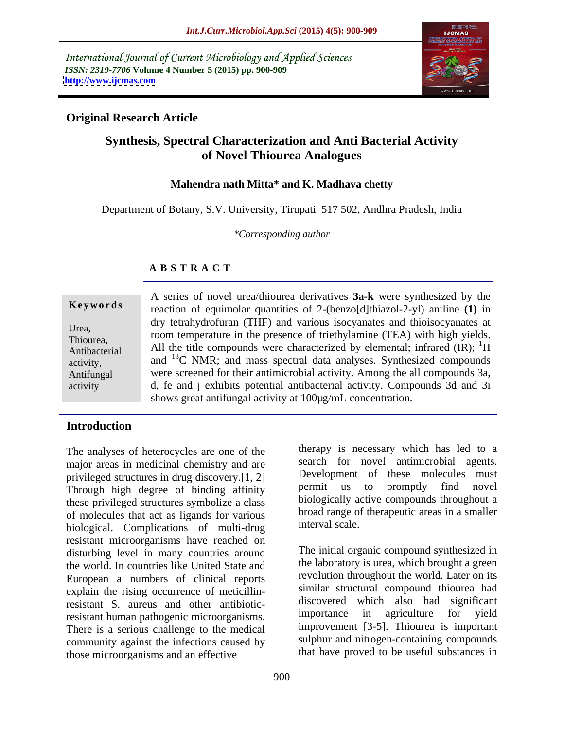International Journal of Current Microbiology and Applied Sciences
*ISSN: 2319-7706* **Volume 4 Number 5 (2015) pp. 900-909**
**http://www.ijcmas.com**

**Original Research Article**

# Synthesis, Spectral Characterization and Anti Bacterial Activity of Novel Thiourea Analogues

**Mahendra nath Mitta* and K. Madhava chetty**

Department of Botany, S.V. University, Tirupati–517 502, Andhra Pradesh, India

*\*Corresponding author*

## A B S T R A C T

**Keywords**

Urea, Thiourea, Antibacterial activity, Antifungal activity

A series of novel urea/thiourea derivatives **3a-k** were synthesized by the reaction of equimolar quantities of 2-(benzo[d]thiazol-2-yl) aniline **(1)** in dry tetrahydrofuran (THF) and various isocyanates and thioisocyanates at room temperature in the presence of triethylamine (TEA) with high yields. All the title compounds were characterized by elemental; infrared (IR); $^{1}$H and $^{13}$C NMR; and mass spectral data analyses. Synthesized compounds were screened for their antimicrobial activity. Among the all compounds 3a, d, fe and j exhibits potential antibacterial activity. Compounds 3d and 3i shows great antifungal activity at 100µg/mL concentration.

## Introduction

The analyses of heterocycles are one of the major areas in medicinal chemistry and are privileged structures in drug discovery.[1, 2] Through high degree of binding affinity these privileged structures symbolize a class of molecules that act as ligands for various biological. Complications of multi-drug resistant microorganisms have reached on disturbing level in many countries around the world. In countries like United State and European a numbers of clinical reports explain the rising occurrence of meticillin-resistant S. aureus and other antibiotic-resistant human pathogenic microorganisms. There is a serious challenge to the medical community against the infections caused by those microorganisms and an effective therapy is necessary which has led to a search for novel antimicrobial agents. Development of these molecules must permit us to promptly find novel biologically active compounds throughout a broad range of therapeutic areas in a smaller interval scale.

The initial organic compound synthesized in the laboratory is urea, which brought a green revolution throughout the world. Later on its similar structural compound thiourea had discovered which also had significant importance in agriculture for yield improvement [3-5]. Thiourea is important sulphur and nitrogen-containing compounds that have proved to be useful substances in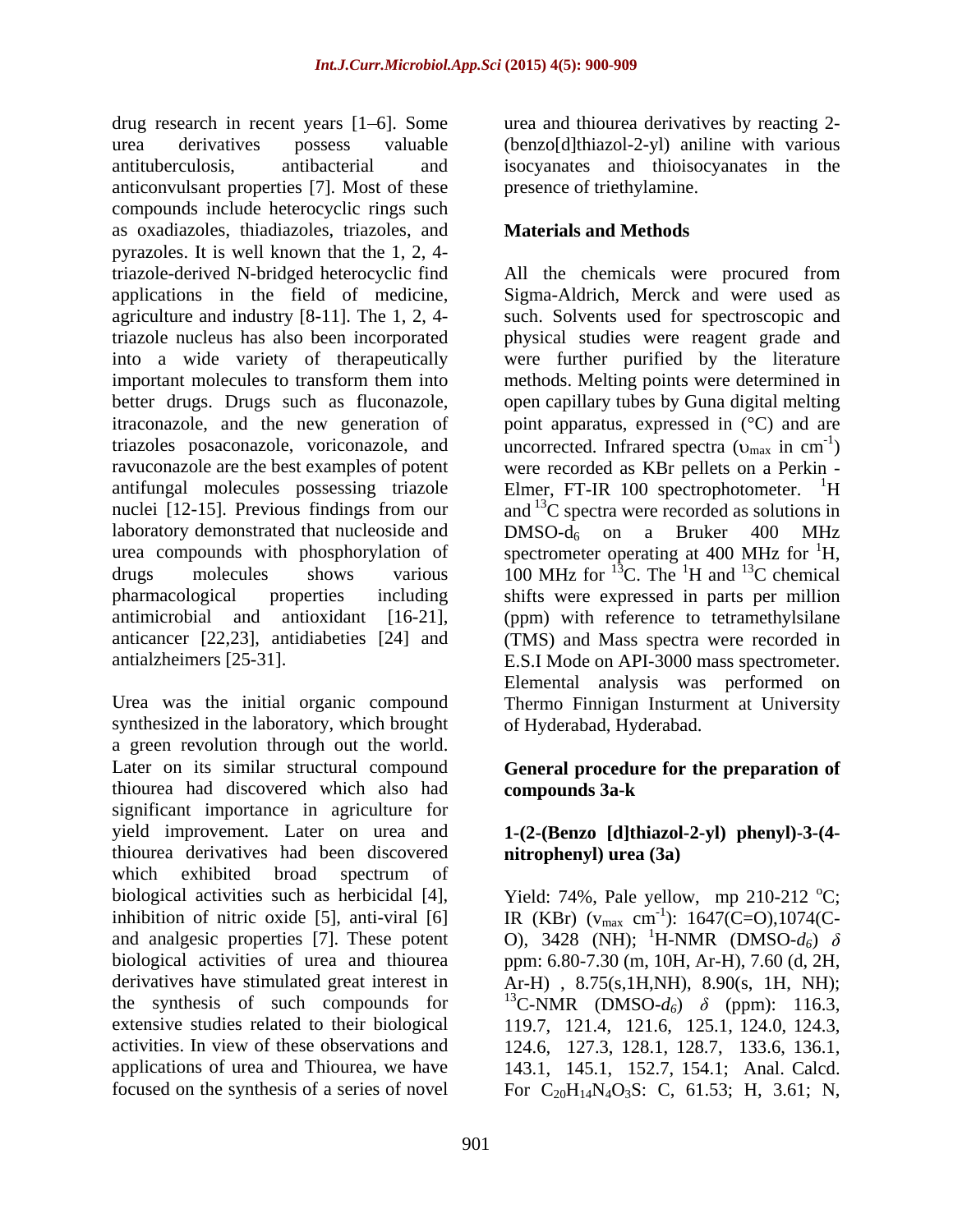drug research in recent years [1–6]. Some urea derivatives possess valuable antituberculosis, antibacterial and anticonvulsant properties [7]. Most of these compounds include heterocyclic rings such as oxadiazoles, thiadiazoles, triazoles, and pyrazoles. It is well known that the 1, 2, 4-triazole-derived N-bridged heterocyclic find applications in the field of medicine, agriculture and industry [8-11]. The 1, 2, 4-triazole nucleus has also been incorporated into a wide variety of therapeutically important molecules to transform them into better drugs. Drugs such as fluconazole, itraconazole, and the new generation of triazoles posaconazole, voriconazole, and ravuconazole are the best examples of potent antifungal molecules possessing triazole nuclei [12-15]. Previous findings from our laboratory demonstrated that nucleoside and urea compounds with phosphorylation of drugs molecules shows various pharmacological properties including antimicrobial and antioxidant [16-21], anticancer [22,23], antidiabeties [24] and antialzheimers [25-31].

Urea was the initial organic compound synthesized in the laboratory, which brought a green revolution through out the world. Later on its similar structural compound thiourea had discovered which also had significant importance in agriculture for yield improvement. Later on urea and thiourea derivatives had been discovered which exhibited broad spectrum of biological activities such as herbicidal [4], inhibition of nitric oxide [5], anti-viral [6] and analgesic properties [7]. These potent biological activities of urea and thiourea derivatives have stimulated great interest in the synthesis of such compounds for extensive studies related to their biological activities. In view of these observations and applications of urea and Thiourea, we have focused on the synthesis of a series of novel urea and thiourea derivatives by reacting 2-(benzo[d]thiazol-2-yl) aniline with various isocyanates and thioisocyanates in the presence of triethylamine.

## Materials and Methods

All the chemicals were procured from Sigma-Aldrich, Merck and were used as such. Solvents used for spectroscopic and physical studies were reagent grade and were further purified by the literature methods. Melting points were determined in open capillary tubes by Guna digital melting point apparatus, expressed in (°C) and are uncorrected. Infrared spectra ($\upsilon_{max}$ in $cm^{-1}$) were recorded as KBr pellets on a Perkin - Elmer, FT-IR 100 spectrophotometer. $^{1}$H and $^{13}$C spectra were recorded as solutions in DMSO-$d_6$ on a Bruker 400 MHz spectrometer operating at 400 MHz for $^{1}$H, 100 MHz for $^{13}$C. The $^{1}$H and $^{13}$C chemical shifts were expressed in parts per million (ppm) with reference to tetramethylsilane (TMS) and Mass spectra were recorded in E.S.I Mode on API-3000 mass spectrometer. Elemental analysis was performed on Thermo Finnigan Insturment at University of Hyderabad, Hyderabad.

### General procedure for the preparation of compounds 3a-k

### 1-(2-(Benzo [d]thiazol-2-yl) phenyl)-3-(4-nitrophenyl) urea (3a)

Yield: 74%, Pale yellow, mp 210-212 °C; IR (KBr) ($v_{max}$ $cm^{-1}$): 1647(C=O),1074(C-O), 3428 (NH); $^{1}$H-NMR (DMSO-$d_6$) $\delta$ ppm: 6.80-7.30 (m, 10H, Ar-H), 7.60 (d, 2H, Ar-H) , 8.75(s,1H,NH), 8.90(s, 1H, NH); $^{13}$C-NMR (DMSO-$d_6$) $\delta$ (ppm): 116.3, 119.7, 121.4, 121.6, 125.1, 124.0, 124.3, 124.6, 127.3, 128.1, 128.7, 133.6, 136.1, 143.1, 145.1, 152.7, 154.1; Anal. Calcd. For $C_{20}H_{14}N_4O_3S$: C, 61.53; H, 3.61; N,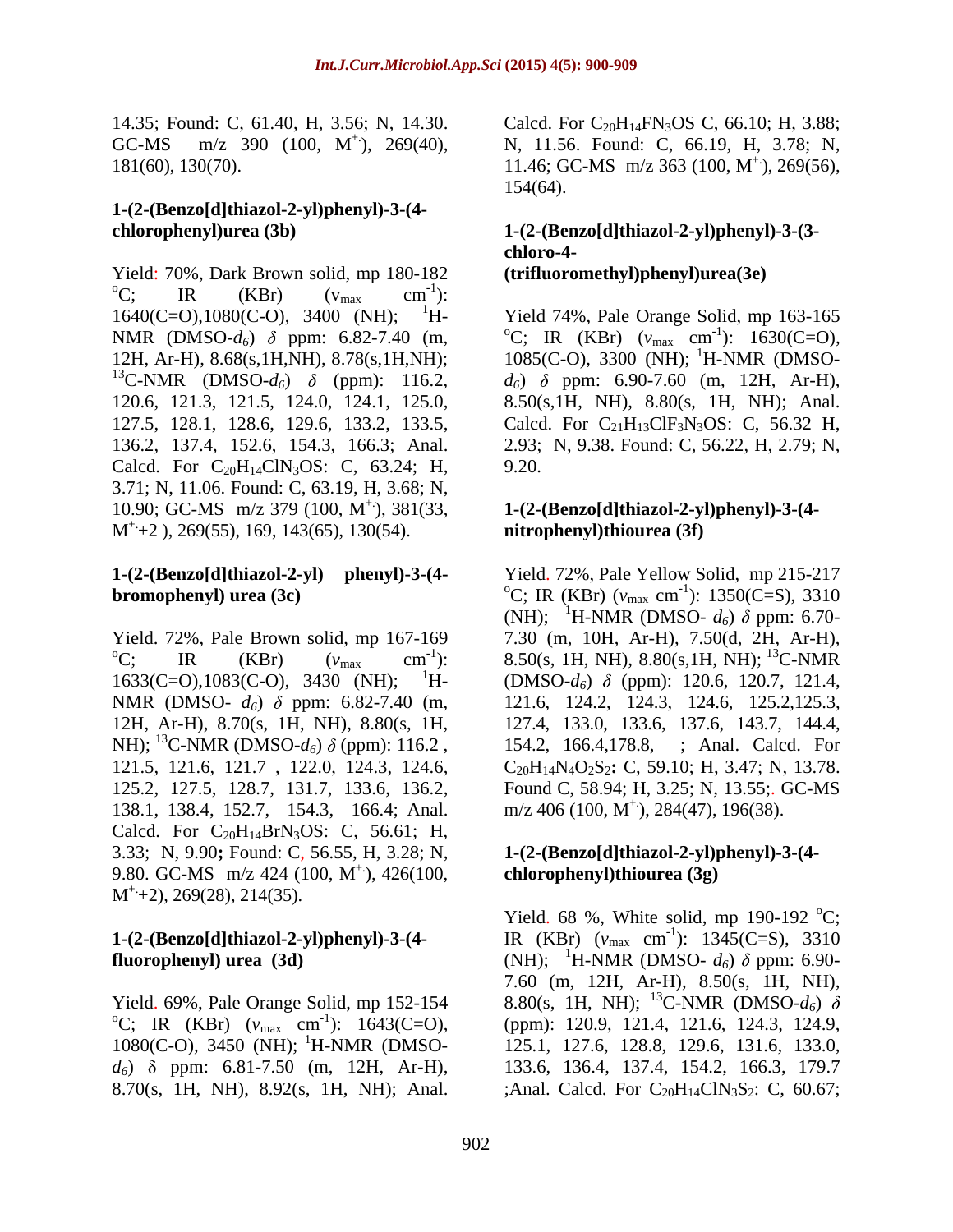14.35; Found: C, 61.40, H, 3.56; N, 14.30. GC-MS m/z 390 (100, $M^{+\cdot}$), 269(40), 181(60), 130(70).

### 1-(2-(Benzo[d]thiazol-2-yl)phenyl)-3-(4-chlorophenyl)urea (3b)

Yield: 70%, Dark Brown solid, mp 180-182 $^{o}$C; IR (KBr) ($v_{max}$ cm$^{-1}$): 1640(C=O),1080(C-O), 3400 (NH); $^{1}$H-NMR (DMSO-$d_6$) $\delta$ ppm: 6.82-7.40 (m, 12H, Ar-H), 8.68(s,1H,NH), 8.78(s,1H,NH); $^{13}$C-NMR (DMSO-$d_6$) $\delta$ (ppm): 116.2, 120.6, 121.3, 121.5, 124.0, 124.1, 125.0, 127.5, 128.1, 128.6, 129.6, 133.2, 133.5, 136.2, 137.4, 152.6, 154.3, 166.3; Anal. Calcd. For $C_{20}H_{14}ClN_3OS$: C, 63.24; H, 3.71; N, 11.06. Found: C, 63.19, H, 3.68; N, 10.90; GC-MS m/z 379 (100, $M^{+\cdot}$), 381(33, $M^{+\cdot}$+2 ), 269(55), 169, 143(65), 130(54).

### 1-(2-(Benzo[d]thiazol-2-yl) phenyl)-3-(4-bromophenyl) urea (3c)

Yield. 72%, Pale Brown solid, mp 167-169 $^{o}$C; IR (KBr) ($v_{max}$ cm$^{-1}$): 1633(C=O),1083(C-O), 3430 (NH); $^{1}$H-NMR (DMSO- $d_6$) $\delta$ ppm: 6.82-7.40 (m, 12H, Ar-H), 8.70(s, 1H, NH), 8.80(s, 1H, NH); $^{13}$C-NMR (DMSO-$d_6$) $\delta$ (ppm): 116.2 , 121.5, 121.6, 121.7 , 122.0, 124.3, 124.6, 125.2, 127.5, 128.7, 131.7, 133.6, 136.2, 138.1, 138.4, 152.7, 154.3, 166.4; Anal. Calcd. For $C_{20}H_{14}BrN_3OS$: C, 56.61; H, 3.33; N, 9.90**;** Found: C, 56.55, H, 3.28; N, 9.80. GC-MS m/z 424 (100, $M^{+\cdot}$), 426(100, $M^{+\cdot}$+2), 269(28), 214(35).

### 1-(2-(Benzo[d]thiazol-2-yl)phenyl)-3-(4-fluorophenyl) urea (3d)

Yield. 69%, Pale Orange Solid, mp 152-154 $^{o}$C; IR (KBr) ($v_{max}$ cm$^{-1}$): 1643(C=O), 1080(C-O), 3450 (NH); $^{1}$H-NMR (DMSO-$d_6$) $\delta$ ppm: 6.81-7.50 (m, 12H, Ar-H), 8.70(s, 1H, NH), 8.92(s, 1H, NH); Anal. Calcd. For $C_{20}H_{14}FN_3OS$ C, 66.10; H, 3.88; N, 11.56. Found: C, 66.19, H, 3.78; N, 11.46; GC-MS m/z 363 (100, $M^{+\cdot}$), 269(56), 154(64).

### 1-(2-(Benzo[d]thiazol-2-yl)phenyl)-3-(3-chloro-4-(trifluoromethyl)phenyl)urea(3e)

Yield 74%, Pale Orange Solid, mp 163-165 $^{o}$C; IR (KBr) ($v_{max}$ cm$^{-1}$): 1630(C=O), 1085(C-O), 3300 (NH); $^{1}$H-NMR (DMSO-$d_6$) $\delta$ ppm: 6.90-7.60 (m, 12H, Ar-H), 8.50(s,1H, NH), 8.80(s, 1H, NH); Anal. Calcd. For $C_{21}H_{13}ClF_3N_3OS$: C, 56.32 H, 2.93; N, 9.38. Found: C, 56.22, H, 2.79; N, 9.20.

### 1-(2-(Benzo[d]thiazol-2-yl)phenyl)-3-(4-nitrophenyl)thiourea (3f)

Yield. 72%, Pale Yellow Solid, mp 215-217 $^{o}$C; IR (KBr) ($v_{max}$ cm$^{-1}$): 1350(C=S), 3310 (NH); $^{1}$H-NMR (DMSO- $d_6$) $\delta$ ppm: 6.70-7.30 (m, 10H, Ar-H), 7.50(d, 2H, Ar-H), 8.50(s, 1H, NH), 8.80(s,1H, NH); $^{13}$C-NMR (DMSO-$d_6$) $\delta$ (ppm): 120.6, 120.7, 121.4, 121.6, 124.2, 124.3, 124.6, 125.2,125.3, 127.4, 133.0, 133.6, 137.6, 143.7, 144.4, 154.2, 166.4,178.8, ; Anal. Calcd. For $C_{20}H_{14}N_4O_2S_2$**:** C, 59.10; H, 3.47; N, 13.78. Found C, 58.94; H, 3.25; N, 13.55;. GC-MS m/z 406 (100, $M^{+\cdot}$), 284(47), 196(38).

### 1-(2-(Benzo[d]thiazol-2-yl)phenyl)-3-(4-chlorophenyl)thiourea (3g)

Yield. 68 %, White solid, mp 190-192 $^{o}$C; IR (KBr) ($v_{max}$ cm$^{-1}$): 1345(C=S), 3310 (NH); $^{1}$H-NMR (DMSO- $d_6$) $\delta$ ppm: 6.90-7.60 (m, 12H, Ar-H), 8.50(s, 1H, NH), 8.80(s, 1H, NH); $^{13}$C-NMR (DMSO-$d_6$) $\delta$ (ppm): 120.9, 121.4, 121.6, 124.3, 124.9, 125.1, 127.6, 128.8, 129.6, 131.6, 133.0, 133.6, 136.4, 137.4, 154.2, 166.3, 179.7 ;Anal. Calcd. For $C_{20}H_{14}ClN_3S_2$: C, 60.67;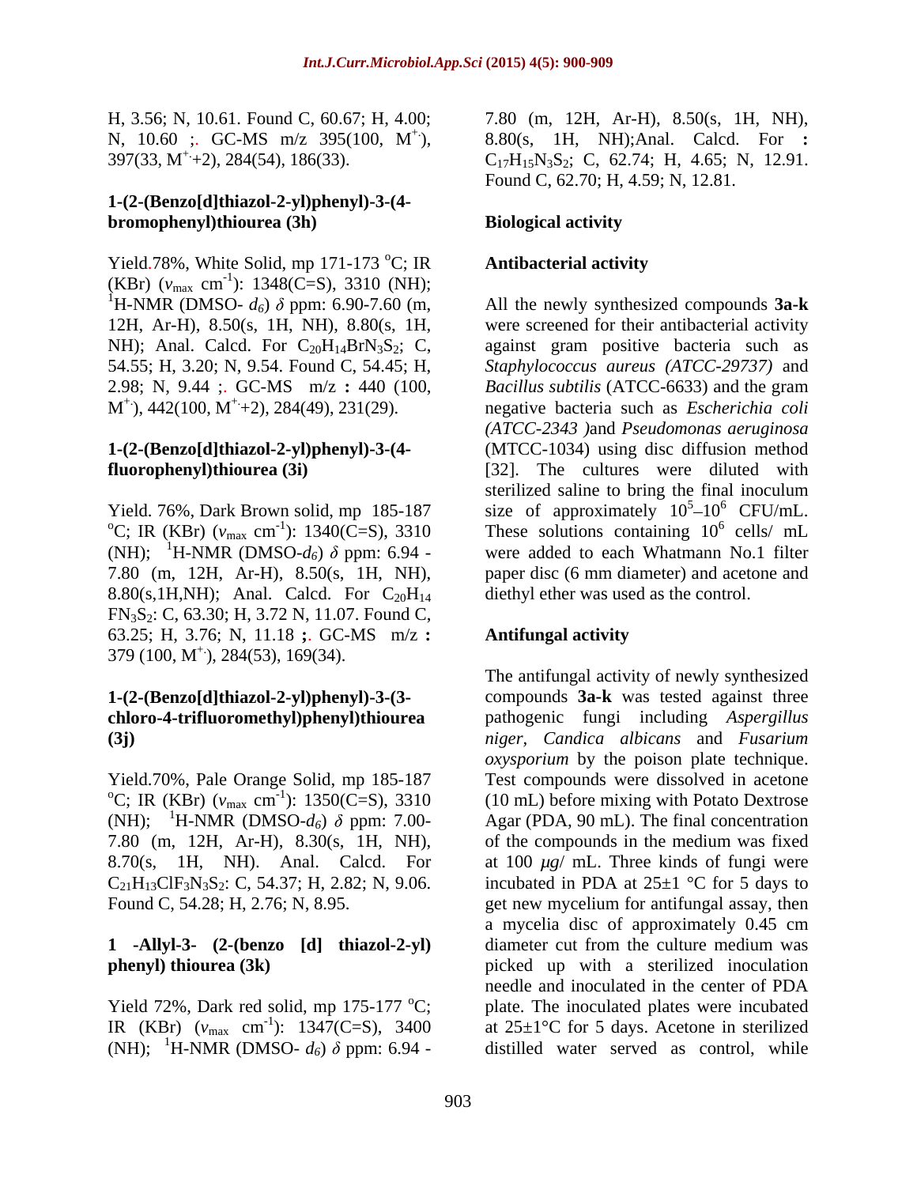H, 3.56; N, 10.61. Found C, 60.67; H, 4.00; N, 10.60 ;. GC-MS m/z 395(100, $M^{+\cdot}$), 397(33, $M^{+\cdot}$+2), 284(54), 186(33).

**1-(2-(Benzo[d]thiazol-2-yl)phenyl)-3-(4-bromophenyl)thiourea (3h)**

Yield.78%, White Solid, mp 171-173 °C; IR (KBr) ($\nu_{max}$ cm$^{-1}$): 1348(C=S), 3310 (NH); $^1$H-NMR (DMSO- $d_6$) $\delta$ ppm: 6.90-7.60 (m, 12H, Ar-H), 8.50(s, 1H, NH), 8.80(s, 1H, NH); Anal. Calcd. For $C_{20}H_{14}BrN_3S_2$; C, 54.55; H, 3.20; N, 9.54. Found C, 54.45; H, 2.98; N, 9.44 ;. GC-MS m/z **:** 440 (100, $M^{+\cdot}$), 442(100, $M^{+\cdot}$+2), 284(49), 231(29).

**1-(2-(Benzo[d]thiazol-2-yl)phenyl)-3-(4-fluorophenyl)thiourea (3i)**

Yield. 76%, Dark Brown solid, mp 185-187 °C; IR (KBr) ($\nu_{max}$ cm$^{-1}$): 1340(C=S), 3310 (NH); $^1$H-NMR (DMSO-$d_6$) $\delta$ ppm: 6.94 - 7.80 (m, 12H, Ar-H), 8.50(s, 1H, NH), 8.80(s,1H,NH); Anal. Calcd. For $C_{20}H_{14}FN_3S_2$: C, 63.30; H, 3.72 N, 11.07. Found C, 63.25; H, 3.76; N, 11.18 ;. GC-MS m/z **:** 379 (100, $M^{+\cdot}$), 284(53), 169(34).

**1-(2-(Benzo[d]thiazol-2-yl)phenyl)-3-(3-chloro-4-trifluoromethyl)phenyl)thiourea (3j)**

Yield.70%, Pale Orange Solid, mp 185-187 °C; IR (KBr) ($\nu_{max}$ cm$^{-1}$): 1350(C=S), 3310 (NH); $^1$H-NMR (DMSO-$d_6$) $\delta$ ppm: 7.00-7.80 (m, 12H, Ar-H), 8.30(s, 1H, NH), 8.70(s, 1H, NH). Anal. Calcd. For $C_{21}H_{13}ClF_3N_3S_2$: C, 54.37; H, 2.82; N, 9.06. Found C, 54.28; H, 2.76; N, 8.95.

**1 -Allyl-3- (2-(benzo [d] thiazol-2-yl) phenyl) thiourea (3k)**

Yield 72%, Dark red solid, mp 175-177 °C; IR (KBr) ($\nu_{max}$ cm$^{-1}$): 1347(C=S), 3400 (NH); $^1$H-NMR (DMSO- $d_6$) $\delta$ ppm: 6.94 - 7.80 (m, 12H, Ar-H), 8.50(s, 1H, NH), 8.80(s, 1H, NH);Anal. Calcd. For **:** $C_{17}H_{15}N_3S_2$; C, 62.74; H, 4.65; N, 12.91. Found C, 62.70; H, 4.59; N, 12.81.

## Biological activity

### Antibacterial activity

All the newly synthesized compounds **3a-k** were screened for their antibacterial activity against gram positive bacteria such as *Staphylococcus aureus (ATCC-29737)* and *Bacillus subtilis* (ATCC-6633) and the gram negative bacteria such as *Escherichia coli (ATCC-2343 )*and *Pseudomonas aeruginosa* (MTCC-1034) using disc diffusion method [32]. The cultures were diluted with sterilized saline to bring the final inoculum size of approximately $10^5$–$10^6$ CFU/mL. These solutions containing $10^6$ cells/ mL were added to each Whatmann No.1 filter paper disc (6 mm diameter) and acetone and diethyl ether was used as the control.

### Antifungal activity

The antifungal activity of newly synthesized compounds **3a-k** was tested against three pathogenic fungi including *Aspergillus niger, Candica albicans* and *Fusarium oxysporium* by the poison plate technique. Test compounds were dissolved in acetone (10 mL) before mixing with Potato Dextrose Agar (PDA, 90 mL). The final concentration of the compounds in the medium was fixed at 100 $\mu g$/ mL. Three kinds of fungi were incubated in PDA at 25±1 °C for 5 days to get new mycelium for antifungal assay, then a mycelia disc of approximately 0.45 cm diameter cut from the culture medium was picked up with a sterilized inoculation needle and inoculated in the center of PDA plate. The inoculated plates were incubated at 25±1°C for 5 days. Acetone in sterilized distilled water served as control, while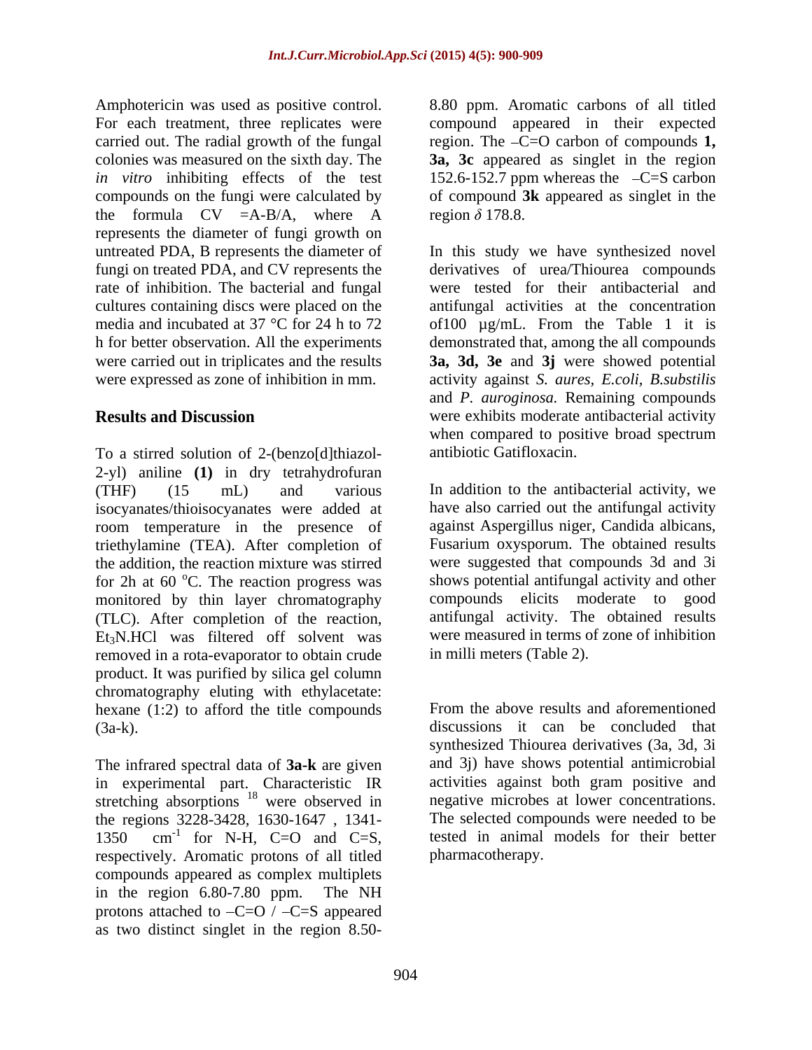Amphotericin was used as positive control. For each treatment, three replicates were carried out. The radial growth of the fungal colonies was measured on the sixth day. The *in vitro* inhibiting effects of the test compounds on the fungi were calculated by the formula CV =A-B/A, where A represents the diameter of fungi growth on untreated PDA, B represents the diameter of fungi on treated PDA, and CV represents the rate of inhibition. The bacterial and fungal cultures containing discs were placed on the media and incubated at 37 °C for 24 h to 72 h for better observation. All the experiments were carried out in triplicates and the results were expressed as zone of inhibition in mm.

## Results and Discussion

To a stirred solution of 2-(benzo[d]thiazol-2-yl) aniline **(1)** in dry tetrahydrofuran (THF) (15 mL) and various isocyanates/thioisocyanates were added at room temperature in the presence of triethylamine (TEA). After completion of the addition, the reaction mixture was stirred for 2h at 60 °C. The reaction progress was monitored by thin layer chromatography (TLC). After completion of the reaction, $Et_3N.HCl$ was filtered off solvent was removed in a rota-evaporator to obtain crude product. It was purified by silica gel column chromatography eluting with ethylacetate: hexane (1:2) to afford the title compounds (3a-k).

The infrared spectral data of **3a-k** are given in experimental part. Characteristic IR stretching absorptions [18] were observed in the regions 3228-3428, 1630-1647 , 1341-1350 $cm^{-1}$ for N-H, C=O and C=S, respectively. Aromatic protons of all titled compounds appeared as complex multiplets in the region 6.80-7.80 ppm. The NH protons attached to –C=O / –C=S appeared as two distinct singlet in the region 8.50-8.80 ppm. Aromatic carbons of all titled compound appeared in their expected region. The –C=O carbon of compounds **1, 3a, 3c** appeared as singlet in the region 152.6-152.7 ppm whereas the –C=S carbon of compound **3k** appeared as singlet in the region $\delta$ 178.8.

In this study we have synthesized novel derivatives of urea/Thiourea compounds were tested for their antibacterial and antifungal activities at the concentration of100 µg/mL. From the Table 1 it is demonstrated that, among the all compounds **3a, 3d, 3e** and **3j** were showed potential activity against *S. aures*, *E.coli*, *B.substilis* and *P. auroginosa.* Remaining compounds were exhibits moderate antibacterial activity when compared to positive broad spectrum antibiotic Gatifloxacin.

In addition to the antibacterial activity, we have also carried out the antifungal activity against Aspergillus niger, Candida albicans, Fusarium oxysporum. The obtained results were suggested that compounds 3d and 3i shows potential antifungal activity and other compounds elicits moderate to good antifungal activity. The obtained results were measured in terms of zone of inhibition in milli meters (Table 2).

From the above results and aforementioned discussions it can be concluded that synthesized Thiourea derivatives (3a, 3d, 3i and 3j) have shows potential antimicrobial activities against both gram positive and negative microbes at lower concentrations. The selected compounds were needed to be tested in animal models for their better pharmacotherapy.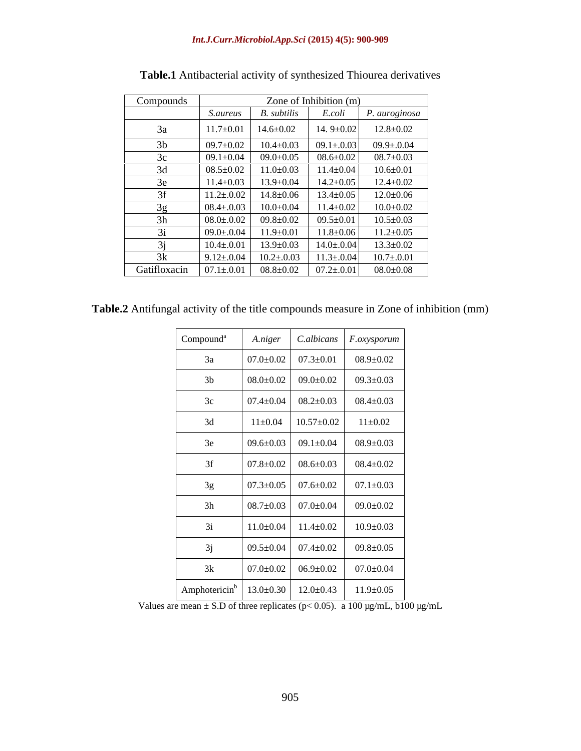**Table.1** Antibacterial activity of synthesized Thiourea derivatives

| Compounds | Zone of Inhibition (m) | | | |
|---|---|---|---|---|
| | *S.aureus* | *B. subtilis* | *E.coli* | *P. auroginosa* |
| 3a | 11.7±0.01 | 14.6±0.02 | 14. 9±0.02 | 12.8±0.02 |
| 3b | 09.7±0.02 | 10.4±0.03 | 09.1±.0.03 | 09.9±.0.04 |
| 3c | 09.1±0.04 | 09.0±0.05 | 08.6±0.02 | 08.7±0.03 |
| 3d | 08.5±0.02 | 11.0±0.03 | 11.4±0.04 | 10.6±0.01 |
| 3e | 11.4±0.03 | 13.9±0.04 | 14.2±0.05 | 12.4±0.02 |
| 3f | 11.2±.0.02 | 14.8±0.06 | 13.4±0.05 | 12.0±0.06 |
| 3g | 08.4±.0.03 | 10.0±0.04 | 11.4±0.02 | 10.0±0.02 |
| 3h | 08.0±.0.02 | 09.8±0.02 | 09.5±0.01 | 10.5±0.03 |
| 3i | 09.0±.0.04 | 11.9±0.01 | 11.8±0.06 | 11.2±0.05 |
| 3j | 10.4±.0.01 | 13.9±0.03 | 14.0±.0.04 | 13.3±0.02 |
| 3k | 9.12±.0.04 | 10.2±.0.03 | 11.3±.0.04 | 10.7±.0.01 |
| Gatifloxacin | 07.1±.0.01 | 08.8±0.02 | 07.2±.0.01 | 08.0±0.08 |

**Table.2** Antifungal activity of the title compounds measure in Zone of inhibition (mm)

| Compound[a] | *A.niger* | *C.albicans* | *F.oxysporum* |
|---|---|---|---|
| 3a | 07.0±0.02 | 07.3±0.01 | 08.9±0.02 |
| 3b | 08.0±0.02 | 09.0±0.02 | 09.3±0.03 |
| 3c | 07.4±0.04 | 08.2±0.03 | 08.4±0.03 |
| 3d | 11±0.04 | 10.57±0.02 | 11±0.02 |
| 3e | 09.6±0.03 | 09.1±0.04 | 08.9±0.03 |
| 3f | 07.8±0.02 | 08.6±0.03 | 08.4±0.02 |
| 3g | 07.3±0.05 | 07.6±0.02 | 07.1±0.03 |
| 3h | 08.7±0.03 | 07.0±0.04 | 09.0±0.02 |
| 3i | 11.0±0.04 | 11.4±0.02 | 10.9±0.03 |
| 3j | 09.5±0.04 | 07.4±0.02 | 09.8±0.05 |
| 3k | 07.0±0.02 | 06.9±0.02 | 07.0±0.04 |
| Amphotericin[b] | 13.0±0.30 | 12.0±0.43 | 11.9±0.05 |

Values are mean ± S.D of three replicates ($p < 0.05$). a 100 µg/mL, b100 µg/mL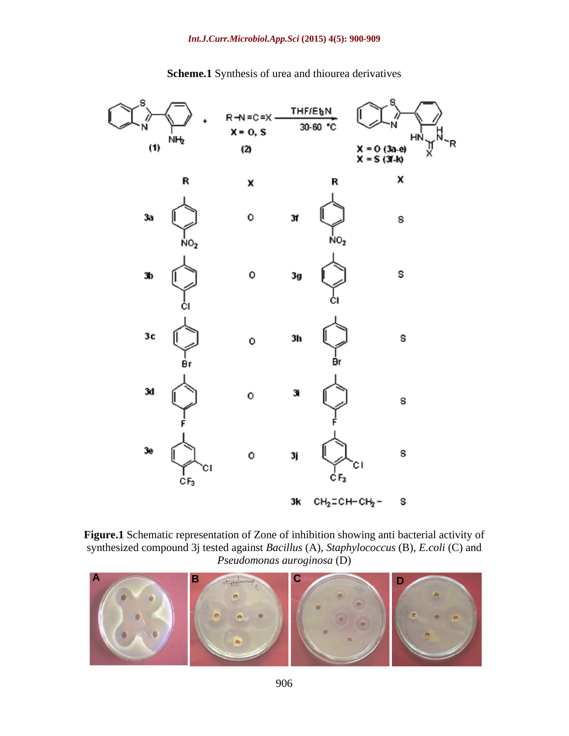**Scheme.1** Synthesis of urea and thiourea derivatives

**Figure.1** Schematic representation of Zone of inhibition showing anti bacterial activity of synthesized compound 3j tested against *Bacillus* (A), *Staphylococcus* (B), *E.coli* (C) and *Pseudomonas auroginosa* (D)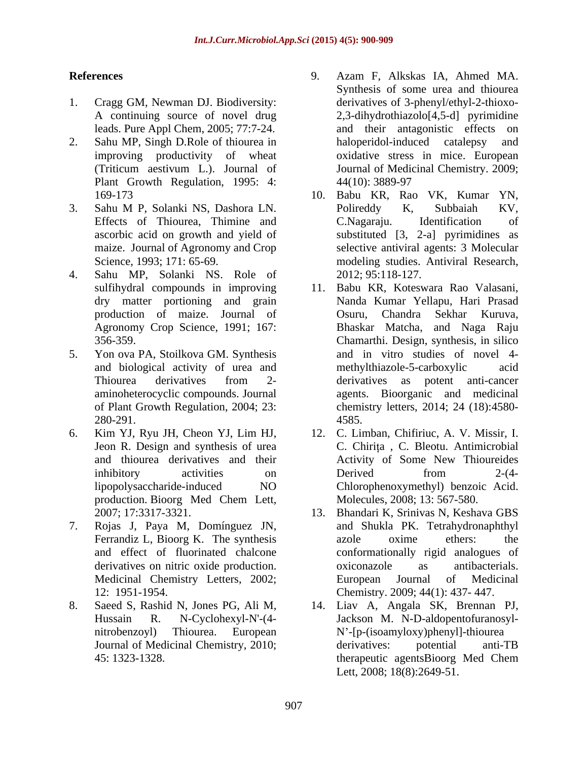## References

1. Cragg GM, Newman DJ. Biodiversity: A continuing source of novel drug leads. Pure Appl Chem, 2005; 77:7-24.
2. Sahu MP, Singh D.Role of thiourea in improving productivity of wheat (Triticum aestivum L.). Journal of Plant Growth Regulation, 1995: 4: 169-173
3. Sahu M P, Solanki NS, Dashora LN. Effects of Thiourea, Thimine and ascorbic acid on growth and yield of maize. Journal of Agronomy and Crop Science, 1993; 171: 65-69.
4. Sahu MP, Solanki NS. Role of sulfihydral compounds in improving dry matter portioning and grain production of maize. Journal of Agronomy Crop Science, 1991; 167: 356-359.
5. Yon ova PA, Stoilkova GM. Synthesis and biological activity of urea and Thiourea derivatives from 2-aminoheterocyclic compounds. Journal of Plant Growth Regulation, 2004; 23: 280-291.
6. Kim YJ, Ryu JH, Cheon YJ, Lim HJ, Jeon R. Design and synthesis of urea and thiourea derivatives and their inhibitory activities on lipopolysaccharide-induced NO production. Bioorg Med Chem Lett, 2007; 17:3317-3321.
7. Rojas J, Paya M, Domínguez JN, Ferrandiz L, Bioorg K. The synthesis and effect of fluorinated chalcone derivatives on nitric oxide production. Medicinal Chemistry Letters, 2002; 12: 1951-1954.
8. Saeed S, Rashid N, Jones PG, Ali M, Hussain R. N-Cyclohexyl-N'-(4-nitrobenzoyl) Thiourea. European Journal of Medicinal Chemistry, 2010; 45: 1323-1328.
9. Azam F, Alkskas IA, Ahmed MA. Synthesis of some urea and thiourea derivatives of 3-phenyl/ethyl-2-thioxo-2,3-dihydrothiazolo[4,5-d] pyrimidine and their antagonistic effects on haloperidol-induced catalepsy and oxidative stress in mice. European Journal of Medicinal Chemistry. 2009; 44(10): 3889-97
10. Babu KR, Rao VK, Kumar YN, Polireddy K, Subbaiah KV, C.Nagaraju. Identification of substituted [3, 2-a] pyrimidines as selective antiviral agents: 3 Molecular modeling studies. Antiviral Research, 2012; 95:118-127.
11. Babu KR, Koteswara Rao Valasani, Nanda Kumar Yellapu, Hari Prasad Osuru, Chandra Sekhar Kuruva, Bhaskar Matcha, and Naga Raju Chamarthi. Design, synthesis, in silico and in vitro studies of novel 4-methylthiazole-5-carboxylic acid derivatives as potent anti-cancer agents. Bioorganic and medicinal chemistry letters, 2014; 24 (18):4580-4585.
12. C. Limban, Chifiriuc, A. V. Missir, I. C. Chirița , C. Bleotu. Antimicrobial Activity of Some New Thioureides Derived from 2-(4-Chlorophenoxymethyl) benzoic Acid. Molecules, 2008; 13: 567-580.
13. Bhandari K, Srinivas N, Keshava GBS and Shukla PK. Tetrahydronaphthyl azole oxime ethers: the conformationally rigid analogues of oxiconazole as antibacterials. European Journal of Medicinal Chemistry. 2009; 44(1): 437- 447.
14. Liav A, Angala SK, Brennan PJ, Jackson M. N-D-aldopentofuranosyl-N'-[p-(isoamyloxy)phenyl]-thiourea derivatives: potential anti-TB therapeutic agentsBioorg Med Chem Lett, 2008; 18(8):2649-51.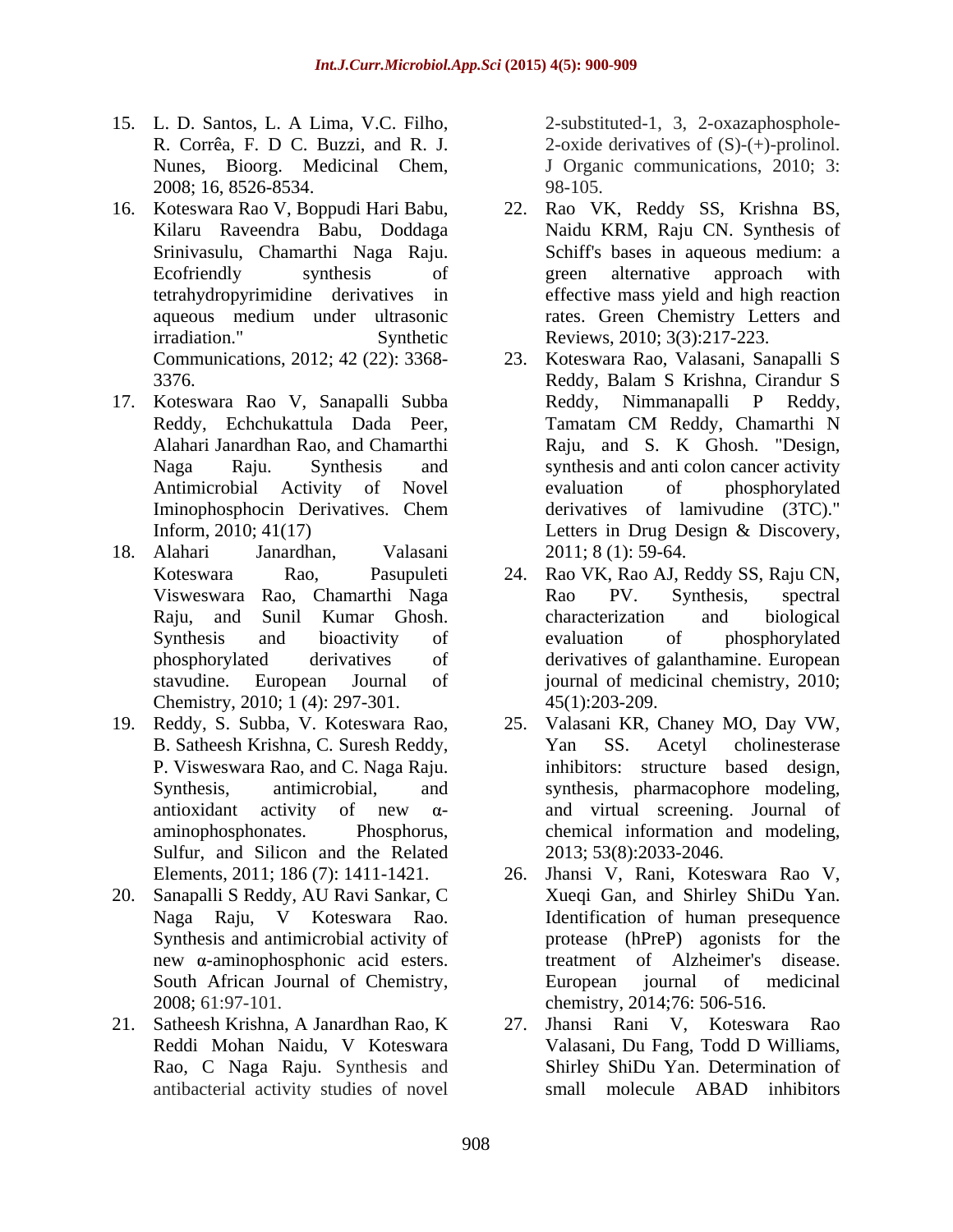15. L. D. Santos, L. A Lima, V.C. Filho, R. Corrêa, F. D C. Buzzi, and R. J. Nunes, Bioorg. Medicinal Chem, 2008; 16, 8526-8534.
16. Koteswara Rao V, Boppudi Hari Babu, Kilaru Raveendra Babu, Doddaga Srinivasulu, Chamarthi Naga Raju. Ecofriendly synthesis of tetrahydropyrimidine derivatives in aqueous medium under ultrasonic irradiation." Synthetic Communications, 2012; 42 (22): 3368-3376.
17. Koteswara Rao V, Sanapalli Subba Reddy, Echchukattula Dada Peer, Alahari Janardhan Rao, and Chamarthi Naga Raju. Synthesis and Antimicrobial Activity of Novel Iminophosphocin Derivatives. Chem Inform, 2010; 41(17)
18. Alahari Janardhan, Valasani Koteswara Rao, Pasupuleti Visweswara Rao, Chamarthi Naga Raju, and Sunil Kumar Ghosh. Synthesis and bioactivity of phosphorylated derivatives of stavudine. European Journal of Chemistry, 2010; 1 (4): 297-301.
19. Reddy, S. Subba, V. Koteswara Rao, B. Satheesh Krishna, C. Suresh Reddy, P. Visweswara Rao, and C. Naga Raju. Synthesis, antimicrobial, and antioxidant activity of new α-aminophosphonates. Phosphorus, Sulfur, and Silicon and the Related Elements, 2011; 186 (7): 1411-1421.
20. Sanapalli S Reddy, AU Ravi Sankar, C Naga Raju, V Koteswara Rao. Synthesis and antimicrobial activity of new α-aminophosphonic acid esters. South African Journal of Chemistry, 2008; 61:97-101.
21. Satheesh Krishna, A Janardhan Rao, K Reddi Mohan Naidu, V Koteswara Rao, C Naga Raju. Synthesis and antibacterial activity studies of novel 2-substituted-1, 3, 2-oxazaphosphole-2-oxide derivatives of (S)-(+)-prolinol. J Organic communications, 2010; 3: 98-105.
22. Rao VK, Reddy SS, Krishna BS, Naidu KRM, Raju CN. Synthesis of Schiff's bases in aqueous medium: a green alternative approach with effective mass yield and high reaction rates. Green Chemistry Letters and Reviews, 2010; 3(3):217-223.
23. Koteswara Rao, Valasani, Sanapalli S Reddy, Balam S Krishna, Cirandur S Reddy, Nimmanapalli P Reddy, Tamatam CM Reddy, Chamarthi N Raju, and S. K Ghosh. "Design, synthesis and anti colon cancer activity evaluation of phosphorylated derivatives of lamivudine (3TC)." Letters in Drug Design & Discovery, 2011; 8 (1): 59-64.
24. Rao VK, Rao AJ, Reddy SS, Raju CN, Rao PV. Synthesis, spectral characterization and biological evaluation of phosphorylated derivatives of galanthamine. European journal of medicinal chemistry, 2010; 45(1):203-209.
25. Valasani KR, Chaney MO, Day VW, Yan SS. Acetyl cholinesterase inhibitors: structure based design, synthesis, pharmacophore modeling, and virtual screening. Journal of chemical information and modeling, 2013; 53(8):2033-2046.
26. Jhansi V, Rani, Koteswara Rao V, Xueqi Gan, and Shirley ShiDu Yan. Identification of human presequence protease (hPreP) agonists for the treatment of Alzheimer's disease. European journal of medicinal chemistry, 2014;76: 506-516.
27. Jhansi Rani V, Koteswara Rao Valasani, Du Fang, Todd D Williams, Shirley ShiDu Yan. Determination of small molecule ABAD inhibitors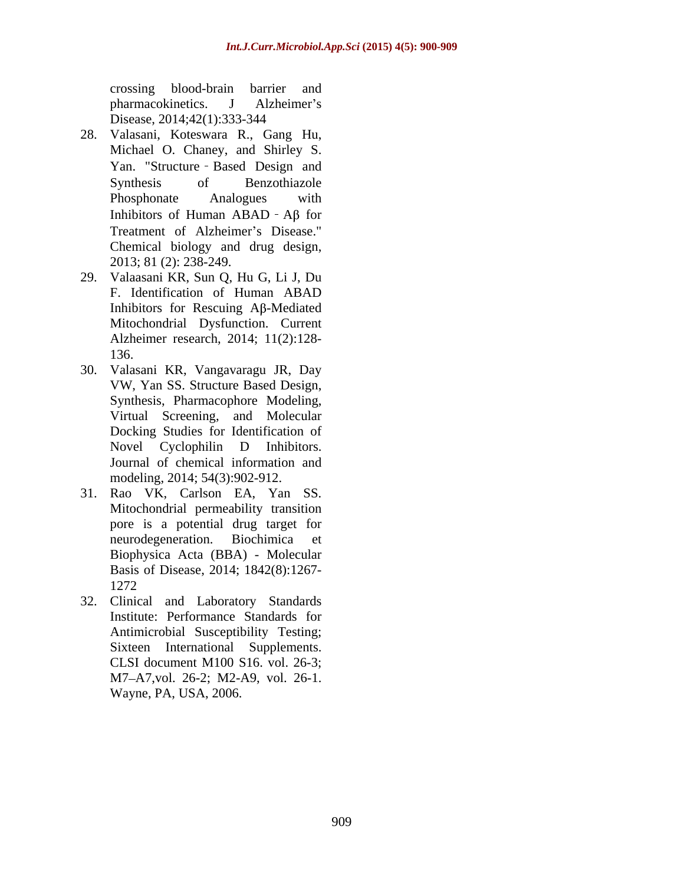crossing blood-brain barrier and pharmacokinetics. J Alzheimer's Disease, 2014;42(1):333-344

28. Valasani, Koteswara R., Gang Hu, Michael O. Chaney, and Shirley S. Yan. "Structure‐Based Design and Synthesis of Benzothiazole Phosphonate Analogues with Inhibitors of Human ABAD‐Aβ for Treatment of Alzheimer's Disease." Chemical biology and drug design, 2013; 81 (2): 238-249.
29. Valaasani KR, Sun Q, Hu G, Li J, Du F. Identification of Human ABAD Inhibitors for Rescuing Aβ-Mediated Mitochondrial Dysfunction. Current Alzheimer research, 2014; 11(2):128-136.
30. Valasani KR, Vangavaragu JR, Day VW, Yan SS. Structure Based Design, Synthesis, Pharmacophore Modeling, Virtual Screening, and Molecular Docking Studies for Identification of Novel Cyclophilin D Inhibitors. Journal of chemical information and modeling, 2014; 54(3):902-912.
31. Rao VK, Carlson EA, Yan SS. Mitochondrial permeability transition pore is a potential drug target for neurodegeneration. Biochimica et Biophysica Acta (BBA) - Molecular Basis of Disease, 2014; 1842(8):1267-1272
32. Clinical and Laboratory Standards Institute: Performance Standards for Antimicrobial Susceptibility Testing; Sixteen International Supplements. CLSI document M100 S16. vol. 26-3; M7–A7,vol. 26-2; M2-A9, vol. 26-1. Wayne, PA, USA, 2006.